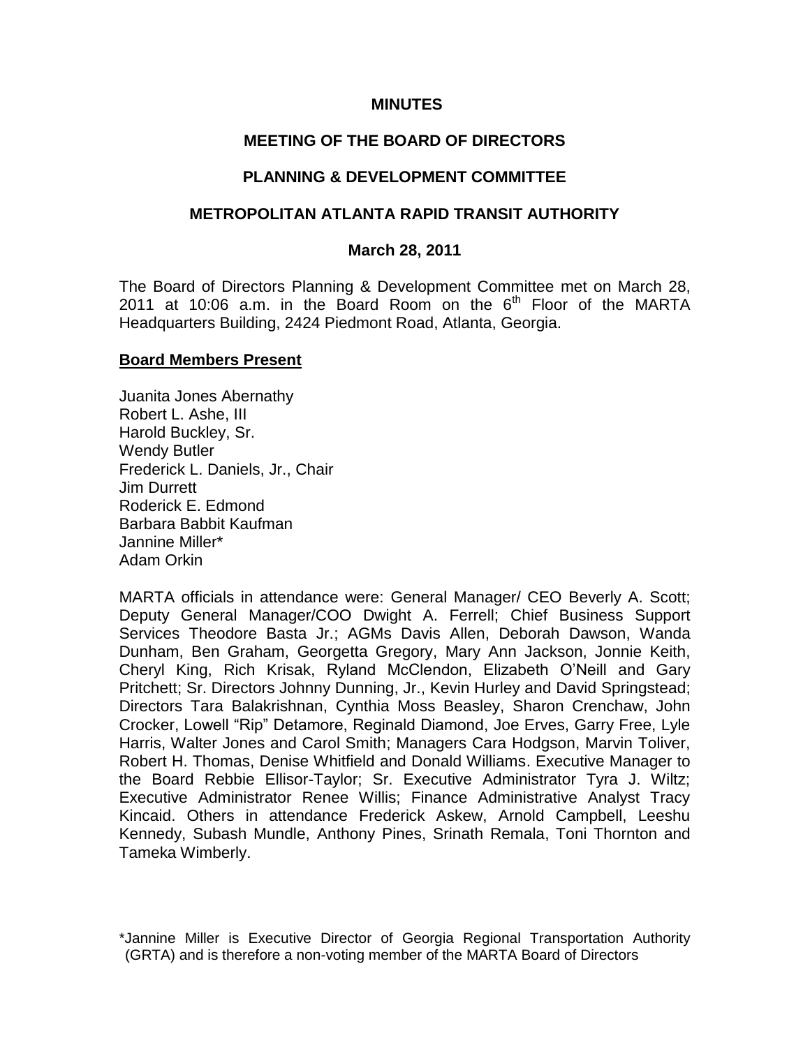**MINUTES**

**MEETING OF THE BOARD OF DIRECTORS**

**PLANNING & DEVELOPMENT COMMITTEE**

**METROPOLITAN ATLANTA RAPID TRANSIT AUTHORITY**

**March 28, 2011**

The Board of Directors Planning & Development Committee met on March 28, 2011 at 10:06 a.m. in the Board Room on the 6th Floor of the MARTA Headquarters Building, 2424 Piedmont Road, Atlanta, Georgia.

**Board Members Present**

Juanita Jones Abernathy
Robert L. Ashe, III
Harold Buckley, Sr.
Wendy Butler
Frederick L. Daniels, Jr., Chair
Jim Durrett
Roderick E. Edmond
Barbara Babbit Kaufman
Jannine Miller*
Adam Orkin

MARTA officials in attendance were: General Manager/ CEO Beverly A. Scott; Deputy General Manager/COO Dwight A. Ferrell; Chief Business Support Services Theodore Basta Jr.; AGMs Davis Allen, Deborah Dawson, Wanda Dunham, Ben Graham, Georgetta Gregory, Mary Ann Jackson, Jonnie Keith, Cheryl King, Rich Krisak, Ryland McClendon, Elizabeth O'Neill and Gary Pritchett; Sr. Directors Johnny Dunning, Jr., Kevin Hurley and David Springstead; Directors Tara Balakrishnan, Cynthia Moss Beasley, Sharon Crenchaw, John Crocker, Lowell "Rip" Detamore, Reginald Diamond, Joe Erves, Garry Free, Lyle Harris, Walter Jones and Carol Smith; Managers Cara Hodgson, Marvin Toliver, Robert H. Thomas, Denise Whitfield and Donald Williams. Executive Manager to the Board Rebbie Ellisor-Taylor; Sr. Executive Administrator Tyra J. Wiltz; Executive Administrator Renee Willis; Finance Administrative Analyst Tracy Kincaid. Others in attendance Frederick Askew, Arnold Campbell, Leeshu Kennedy, Subash Mundle, Anthony Pines, Srinath Remala, Toni Thornton and Tameka Wimberly.

*Jannine Miller is Executive Director of Georgia Regional Transportation Authority (GRTA) and is therefore a non-voting member of the MARTA Board of Directors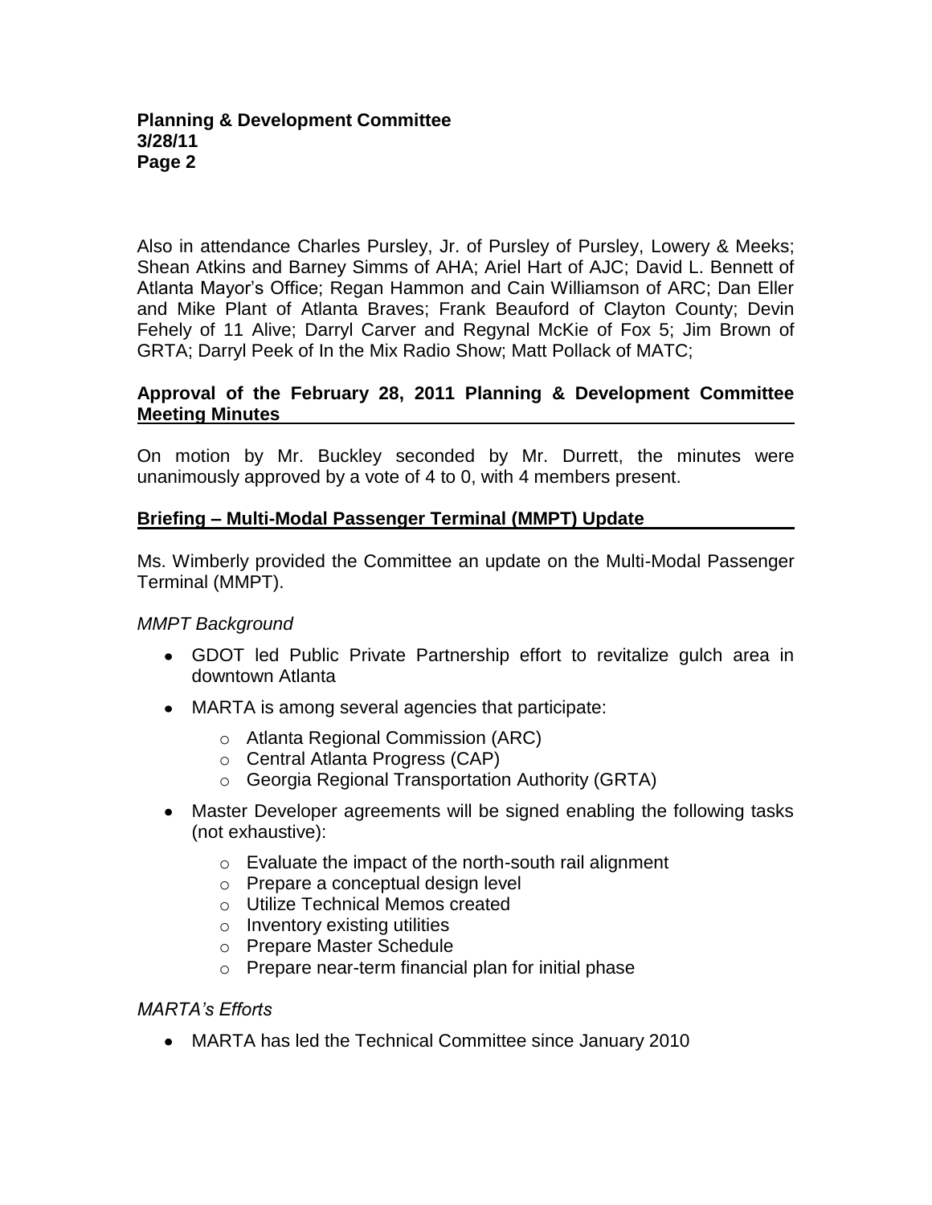Also in attendance Charles Pursley, Jr. of Pursley of Pursley, Lowery & Meeks; Shean Atkins and Barney Simms of AHA; Ariel Hart of AJC; David L. Bennett of Atlanta Mayor's Office; Regan Hammon and Cain Williamson of ARC; Dan Eller and Mike Plant of Atlanta Braves; Frank Beauford of Clayton County; Devin Fehely of 11 Alive; Darryl Carver and Regynal McKie of Fox 5; Jim Brown of GRTA; Darryl Peek of In the Mix Radio Show; Matt Pollack of MATC;

**Approval of the February 28, 2011 Planning & Development Committee Meeting Minutes**

On motion by Mr. Buckley seconded by Mr. Durrett, the minutes were unanimously approved by a vote of 4 to 0, with 4 members present.

**Briefing – Multi-Modal Passenger Terminal (MMPT) Update**

Ms. Wimberly provided the Committee an update on the Multi-Modal Passenger Terminal (MMPT).

*MMPT Background*

- GDOT led Public Private Partnership effort to revitalize gulch area in downtown Atlanta
- MARTA is among several agencies that participate:
  - Atlanta Regional Commission (ARC)
  - Central Atlanta Progress (CAP)
  - Georgia Regional Transportation Authority (GRTA)
- Master Developer agreements will be signed enabling the following tasks (not exhaustive):
  - Evaluate the impact of the north-south rail alignment
  - Prepare a conceptual design level
  - Utilize Technical Memos created
  - Inventory existing utilities
  - Prepare Master Schedule
  - Prepare near-term financial plan for initial phase

*MARTA's Efforts*

- MARTA has led the Technical Committee since January 2010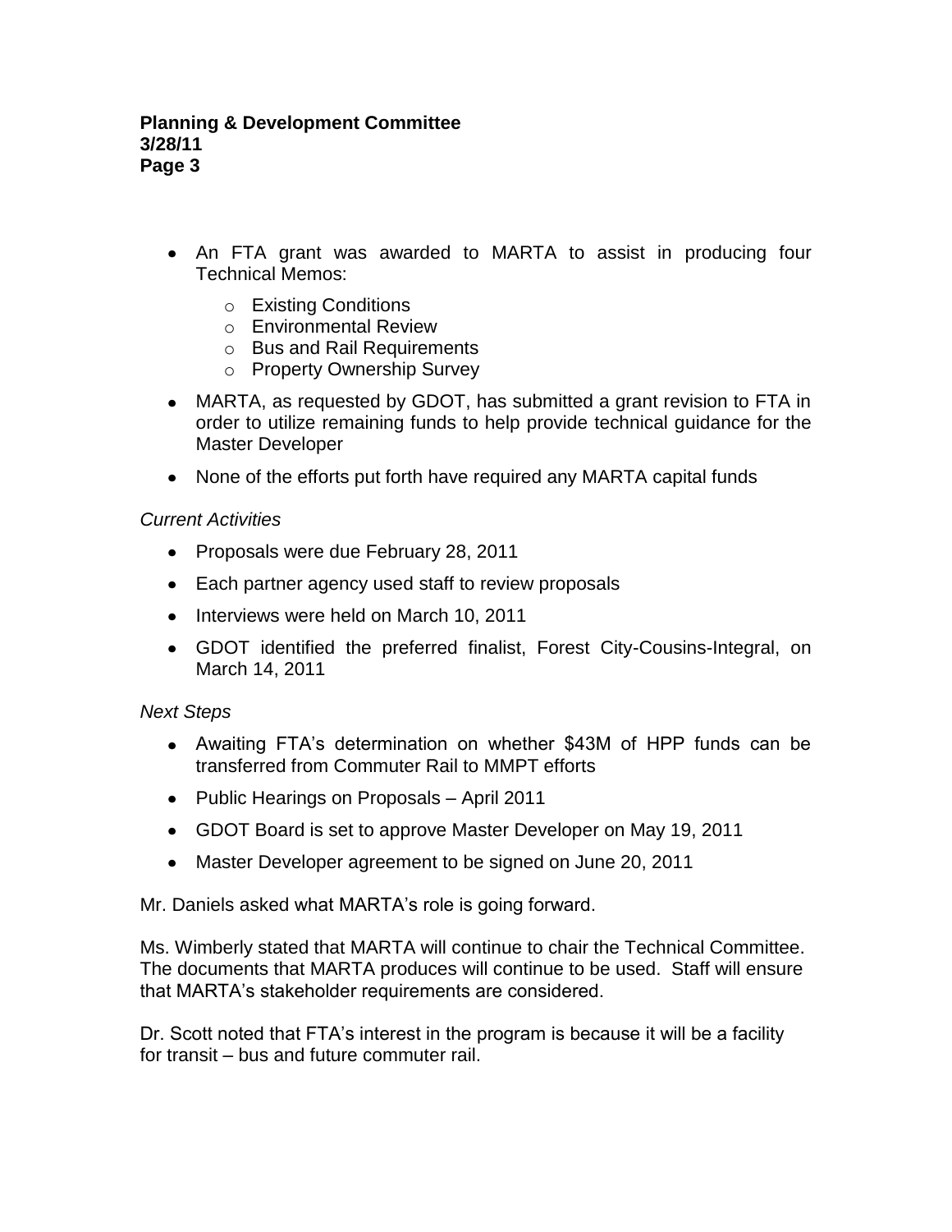- An FTA grant was awarded to MARTA to assist in producing four Technical Memos:
    - Existing Conditions
    - Environmental Review
    - Bus and Rail Requirements
    - Property Ownership Survey
- MARTA, as requested by GDOT, has submitted a grant revision to FTA in order to utilize remaining funds to help provide technical guidance for the Master Developer
- None of the efforts put forth have required any MARTA capital funds

*Current Activities*

- Proposals were due February 28, 2011
- Each partner agency used staff to review proposals
- Interviews were held on March 10, 2011
- GDOT identified the preferred finalist, Forest City-Cousins-Integral, on March 14, 2011

*Next Steps*

- Awaiting FTA's determination on whether $43M of HPP funds can be transferred from Commuter Rail to MMPT efforts
- Public Hearings on Proposals – April 2011
- GDOT Board is set to approve Master Developer on May 19, 2011
- Master Developer agreement to be signed on June 20, 2011

Mr. Daniels asked what MARTA's role is going forward.

Ms. Wimberly stated that MARTA will continue to chair the Technical Committee. The documents that MARTA produces will continue to be used. Staff will ensure that MARTA's stakeholder requirements are considered.

Dr. Scott noted that FTA's interest in the program is because it will be a facility for transit – bus and future commuter rail.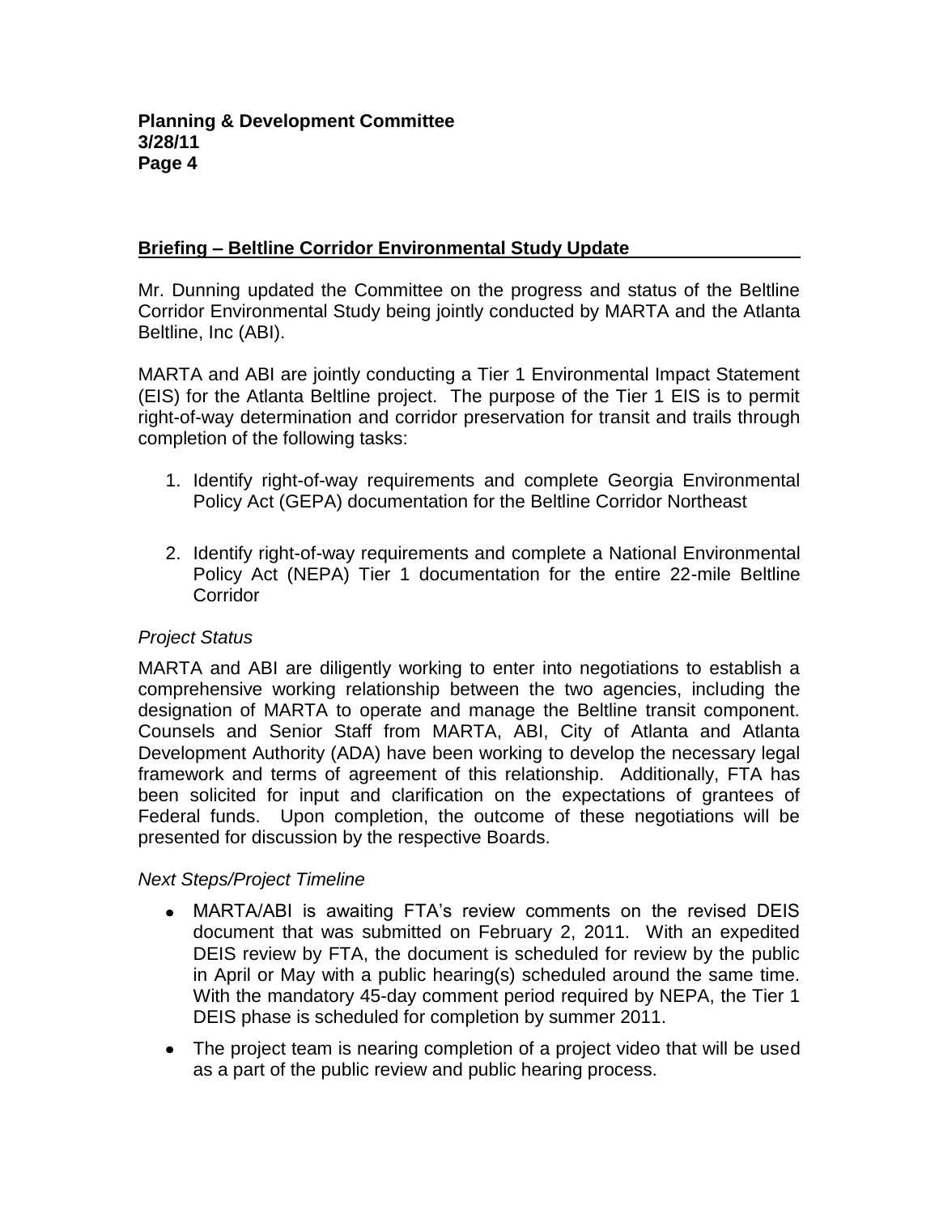## Briefing – Beltline Corridor Environmental Study Update

Mr. Dunning updated the Committee on the progress and status of the Beltline Corridor Environmental Study being jointly conducted by MARTA and the Atlanta Beltline, Inc (ABI).

MARTA and ABI are jointly conducting a Tier 1 Environmental Impact Statement (EIS) for the Atlanta Beltline project. The purpose of the Tier 1 EIS is to permit right-of-way determination and corridor preservation for transit and trails through completion of the following tasks:

1. Identify right-of-way requirements and complete Georgia Environmental Policy Act (GEPA) documentation for the Beltline Corridor Northeast

2. Identify right-of-way requirements and complete a National Environmental Policy Act (NEPA) Tier 1 documentation for the entire 22-mile Beltline Corridor

*Project Status*

MARTA and ABI are diligently working to enter into negotiations to establish a comprehensive working relationship between the two agencies, including the designation of MARTA to operate and manage the Beltline transit component. Counsels and Senior Staff from MARTA, ABI, City of Atlanta and Atlanta Development Authority (ADA) have been working to develop the necessary legal framework and terms of agreement of this relationship. Additionally, FTA has been solicited for input and clarification on the expectations of grantees of Federal funds. Upon completion, the outcome of these negotiations will be presented for discussion by the respective Boards.

*Next Steps/Project Timeline*

- MARTA/ABI is awaiting FTA's review comments on the revised DEIS document that was submitted on February 2, 2011. With an expedited DEIS review by FTA, the document is scheduled for review by the public in April or May with a public hearing(s) scheduled around the same time. With the mandatory 45-day comment period required by NEPA, the Tier 1 DEIS phase is scheduled for completion by summer 2011.
- The project team is nearing completion of a project video that will be used as a part of the public review and public hearing process.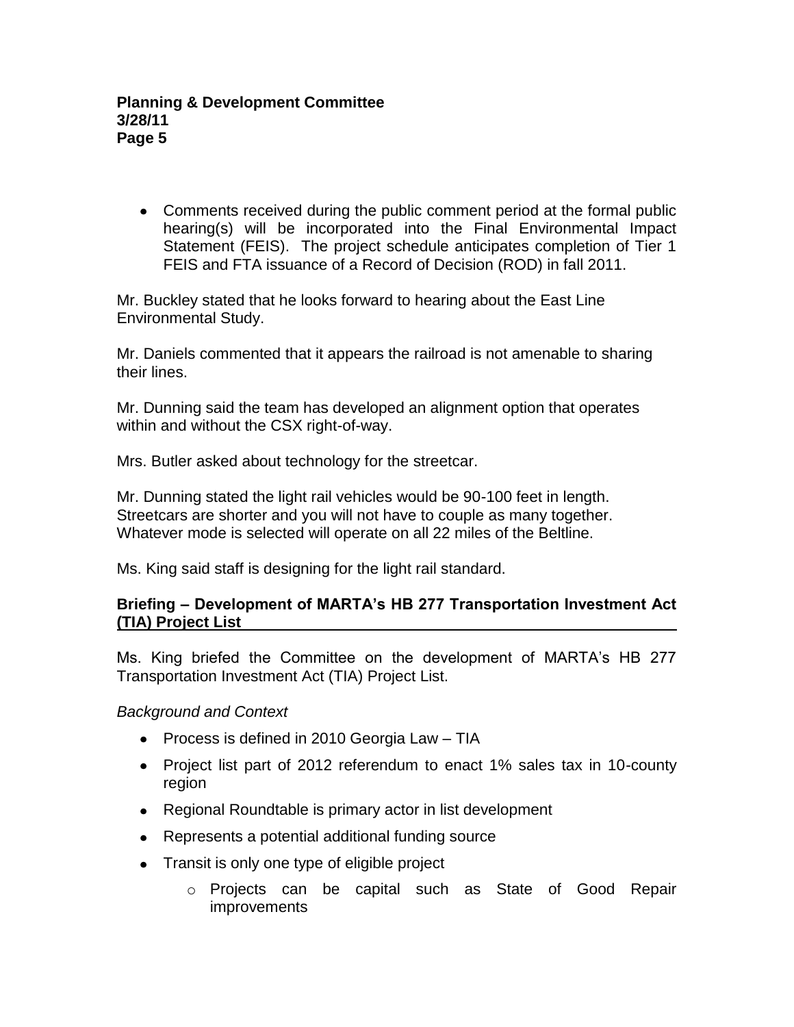- Comments received during the public comment period at the formal public hearing(s) will be incorporated into the Final Environmental Impact Statement (FEIS). The project schedule anticipates completion of Tier 1 FEIS and FTA issuance of a Record of Decision (ROD) in fall 2011.

Mr. Buckley stated that he looks forward to hearing about the East Line Environmental Study.

Mr. Daniels commented that it appears the railroad is not amenable to sharing their lines.

Mr. Dunning said the team has developed an alignment option that operates within and without the CSX right-of-way.

Mrs. Butler asked about technology for the streetcar.

Mr. Dunning stated the light rail vehicles would be 90-100 feet in length. Streetcars are shorter and you will not have to couple as many together. Whatever mode is selected will operate on all 22 miles of the Beltline.

Ms. King said staff is designing for the light rail standard.

**Briefing – Development of MARTA's HB 277 Transportation Investment Act (TIA) Project List**

Ms. King briefed the Committee on the development of MARTA's HB 277 Transportation Investment Act (TIA) Project List.

*Background and Context*

- Process is defined in 2010 Georgia Law – TIA
- Project list part of 2012 referendum to enact 1% sales tax in 10-county region
- Regional Roundtable is primary actor in list development
- Represents a potential additional funding source
- Transit is only one type of eligible project
    - Projects can be capital such as State of Good Repair improvements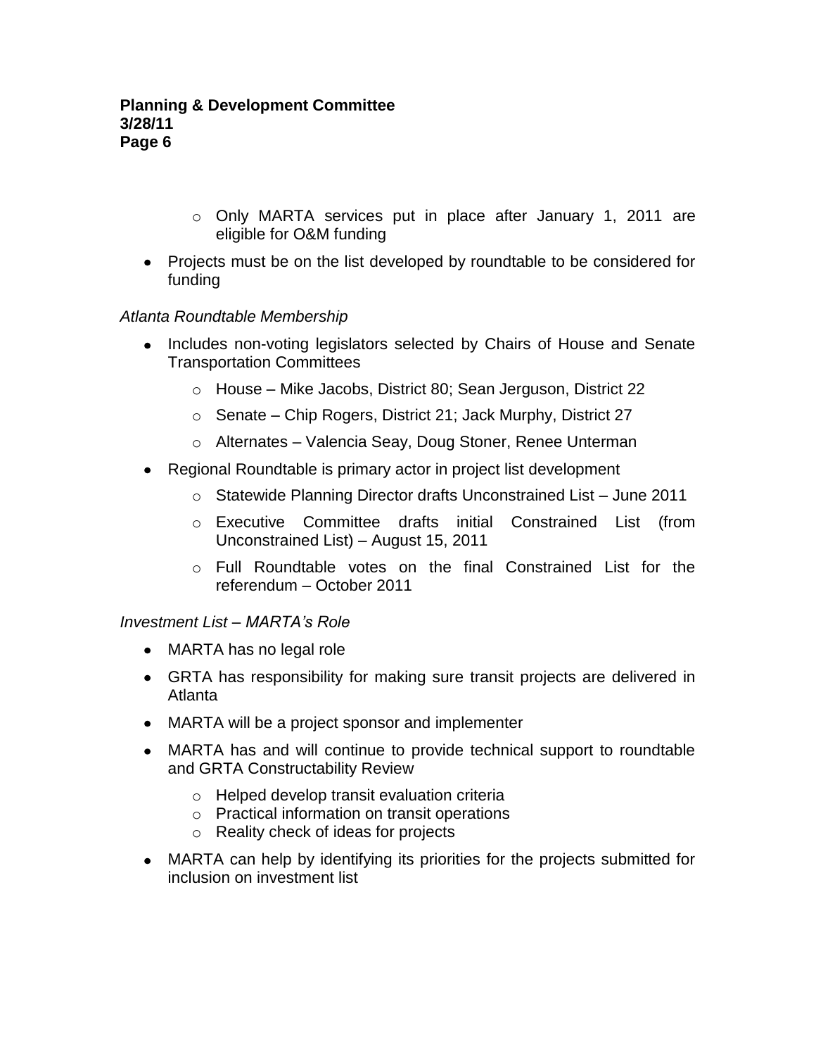- Only MARTA services put in place after January 1, 2011 are eligible for O&M funding

- Projects must be on the list developed by roundtable to be considered for funding

*Atlanta Roundtable Membership*

- Includes non-voting legislators selected by Chairs of House and Senate Transportation Committees
    - House – Mike Jacobs, District 80; Sean Jerguson, District 22
    - Senate – Chip Rogers, District 21; Jack Murphy, District 27
    - Alternates – Valencia Seay, Doug Stoner, Renee Unterman
- Regional Roundtable is primary actor in project list development
    - Statewide Planning Director drafts Unconstrained List – June 2011
    - Executive Committee drafts initial Constrained List (from Unconstrained List) – August 15, 2011
    - Full Roundtable votes on the final Constrained List for the referendum – October 2011

*Investment List – MARTA's Role*

- MARTA has no legal role
- GRTA has responsibility for making sure transit projects are delivered in Atlanta
- MARTA will be a project sponsor and implementer
- MARTA has and will continue to provide technical support to roundtable and GRTA Constructability Review
    - Helped develop transit evaluation criteria
    - Practical information on transit operations
    - Reality check of ideas for projects
- MARTA can help by identifying its priorities for the projects submitted for inclusion on investment list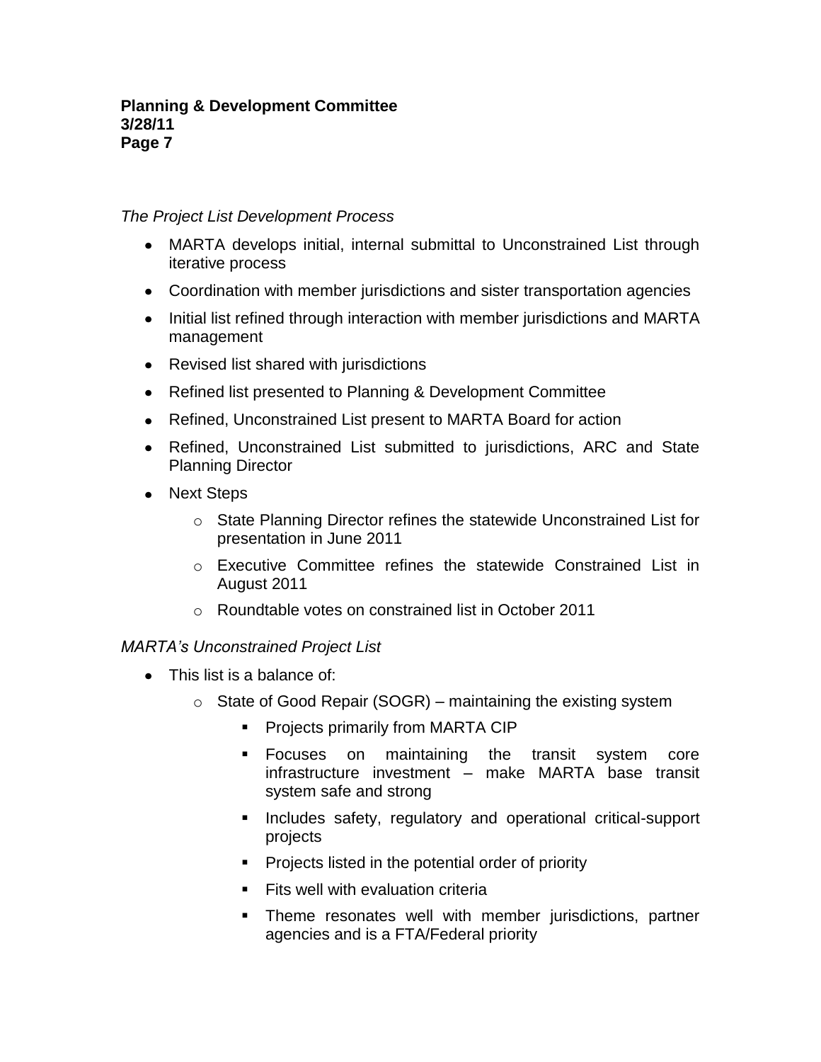*The Project List Development Process*

- MARTA develops initial, internal submittal to Unconstrained List through iterative process
- Coordination with member jurisdictions and sister transportation agencies
- Initial list refined through interaction with member jurisdictions and MARTA management
- Revised list shared with jurisdictions
- Refined list presented to Planning & Development Committee
- Refined, Unconstrained List present to MARTA Board for action
- Refined, Unconstrained List submitted to jurisdictions, ARC and State Planning Director
- Next Steps
  - State Planning Director refines the statewide Unconstrained List for presentation in June 2011
  - Executive Committee refines the statewide Constrained List in August 2011
  - Roundtable votes on constrained list in October 2011

*MARTA's Unconstrained Project List*

- This list is a balance of:
  - State of Good Repair (SOGR) – maintaining the existing system
    - Projects primarily from MARTA CIP
    - Focuses on maintaining the transit system core infrastructure investment – make MARTA base transit system safe and strong
    - Includes safety, regulatory and operational critical-support projects
    - Projects listed in the potential order of priority
    - Fits well with evaluation criteria
    - Theme resonates well with member jurisdictions, partner agencies and is a FTA/Federal priority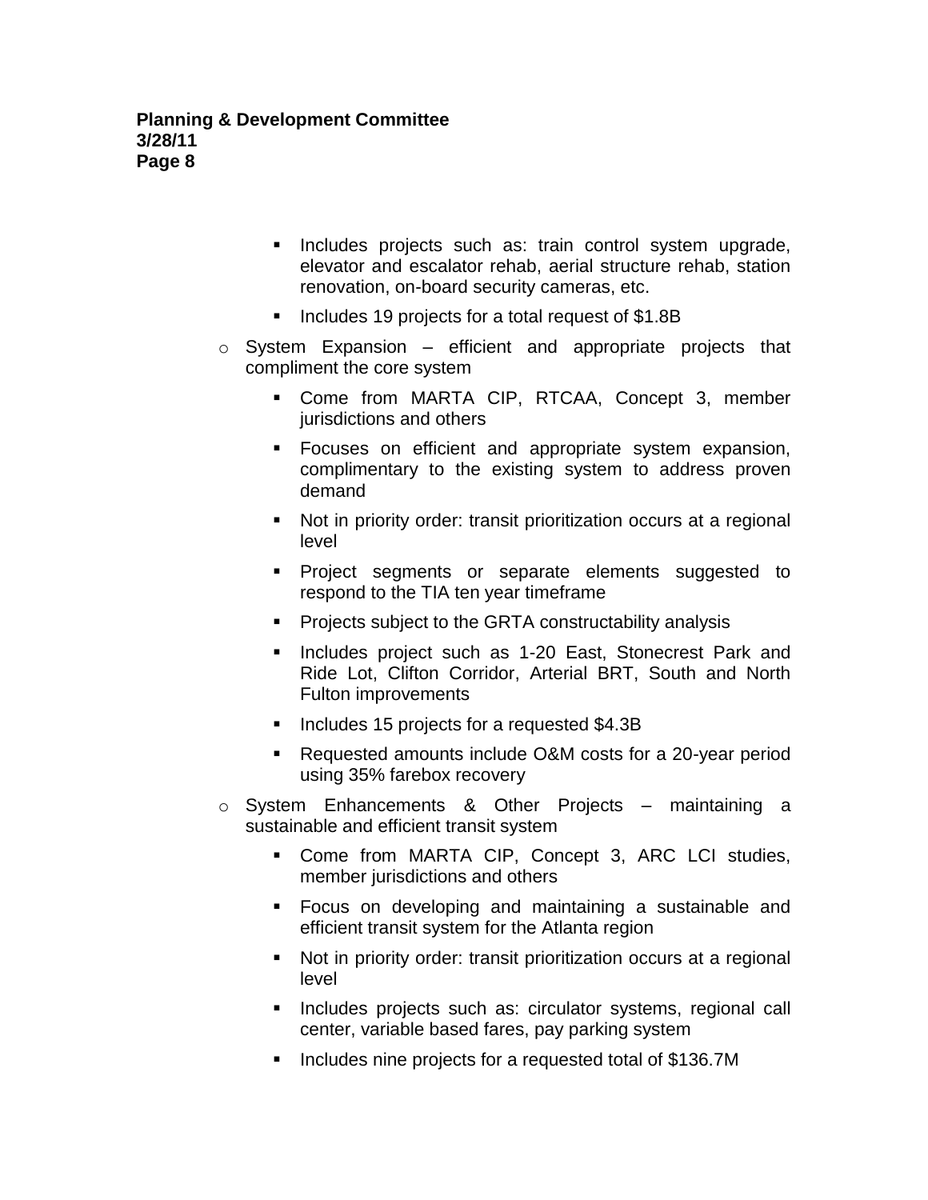- Includes projects such as: train control system upgrade, elevator and escalator rehab, aerial structure rehab, station renovation, on-board security cameras, etc.
    - Includes 19 projects for a total request of $1.8B
  - System Expansion – efficient and appropriate projects that compliment the core system
    - Come from MARTA CIP, RTCAA, Concept 3, member jurisdictions and others
    - Focuses on efficient and appropriate system expansion, complimentary to the existing system to address proven demand
    - Not in priority order: transit prioritization occurs at a regional level
    - Project segments or separate elements suggested to respond to the TIA ten year timeframe
    - Projects subject to the GRTA constructability analysis
    - Includes project such as 1-20 East, Stonecrest Park and Ride Lot, Clifton Corridor, Arterial BRT, South and North Fulton improvements
    - Includes 15 projects for a requested $4.3B
    - Requested amounts include O&M costs for a 20-year period using 35% farebox recovery
  - System Enhancements & Other Projects – maintaining a sustainable and efficient transit system
    - Come from MARTA CIP, Concept 3, ARC LCI studies, member jurisdictions and others
    - Focus on developing and maintaining a sustainable and efficient transit system for the Atlanta region
    - Not in priority order: transit prioritization occurs at a regional level
    - Includes projects such as: circulator systems, regional call center, variable based fares, pay parking system
    - Includes nine projects for a requested total of $136.7M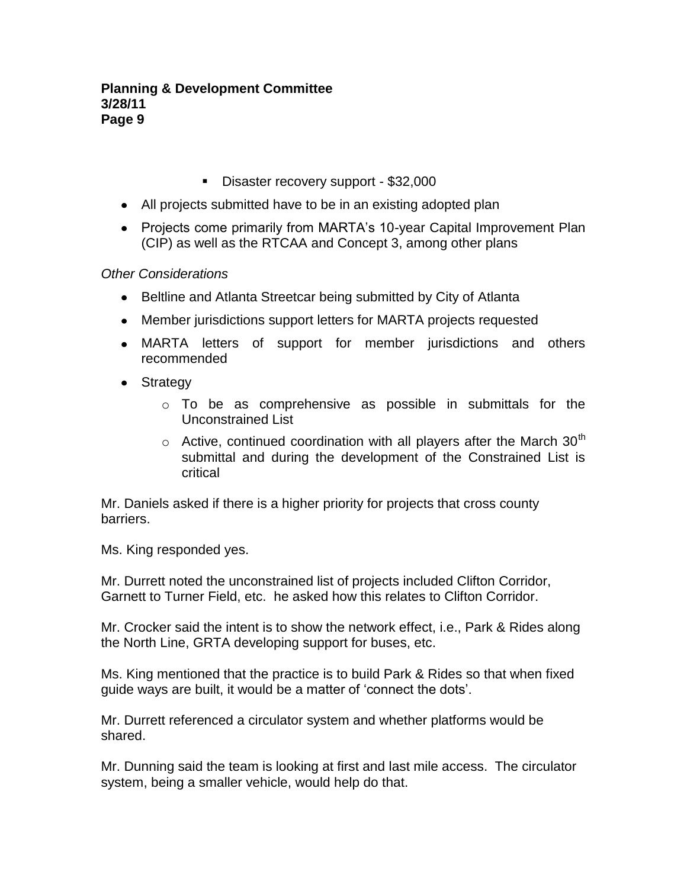- Disaster recovery support - $32,000

- All projects submitted have to be in an existing adopted plan
- Projects come primarily from MARTA's 10-year Capital Improvement Plan (CIP) as well as the RTCAA and Concept 3, among other plans

*Other Considerations*

- Beltline and Atlanta Streetcar being submitted by City of Atlanta
- Member jurisdictions support letters for MARTA projects requested
- MARTA letters of support for member jurisdictions and others recommended
- Strategy
  - To be as comprehensive as possible in submittals for the Unconstrained List
  - Active, continued coordination with all players after the March 30th submittal and during the development of the Constrained List is critical

Mr. Daniels asked if there is a higher priority for projects that cross county barriers.

Ms. King responded yes.

Mr. Durrett noted the unconstrained list of projects included Clifton Corridor, Garnett to Turner Field, etc. he asked how this relates to Clifton Corridor.

Mr. Crocker said the intent is to show the network effect, i.e., Park & Rides along the North Line, GRTA developing support for buses, etc.

Ms. King mentioned that the practice is to build Park & Rides so that when fixed guide ways are built, it would be a matter of 'connect the dots'.

Mr. Durrett referenced a circulator system and whether platforms would be shared.

Mr. Dunning said the team is looking at first and last mile access. The circulator system, being a smaller vehicle, would help do that.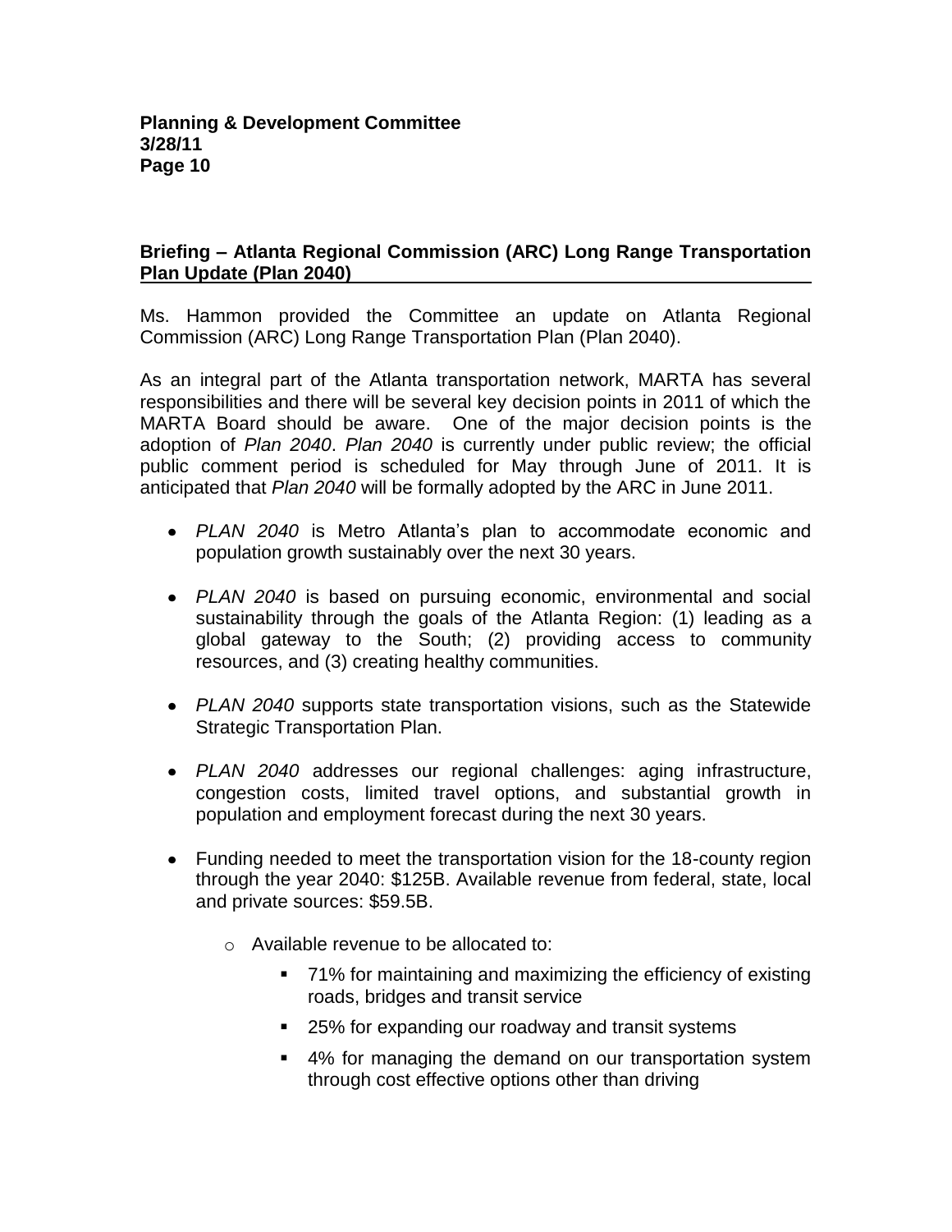## Briefing – Atlanta Regional Commission (ARC) Long Range Transportation Plan Update (Plan 2040)

Ms. Hammon provided the Committee an update on Atlanta Regional Commission (ARC) Long Range Transportation Plan (Plan 2040).

As an integral part of the Atlanta transportation network, MARTA has several responsibilities and there will be several key decision points in 2011 of which the MARTA Board should be aware. One of the major decision points is the adoption of *Plan 2040*. *Plan 2040* is currently under public review; the official public comment period is scheduled for May through June of 2011. It is anticipated that *Plan 2040* will be formally adopted by the ARC in June 2011.

- *PLAN 2040* is Metro Atlanta's plan to accommodate economic and population growth sustainably over the next 30 years.
- *PLAN 2040* is based on pursuing economic, environmental and social sustainability through the goals of the Atlanta Region: (1) leading as a global gateway to the South; (2) providing access to community resources, and (3) creating healthy communities.
- *PLAN 2040* supports state transportation visions, such as the Statewide Strategic Transportation Plan.
- *PLAN 2040* addresses our regional challenges: aging infrastructure, congestion costs, limited travel options, and substantial growth in population and employment forecast during the next 30 years.
- Funding needed to meet the transportation vision for the 18-county region through the year 2040: $125B. Available revenue from federal, state, local and private sources: $59.5B.
  - Available revenue to be allocated to:
    - 71% for maintaining and maximizing the efficiency of existing roads, bridges and transit service
    - 25% for expanding our roadway and transit systems
    - 4% for managing the demand on our transportation system through cost effective options other than driving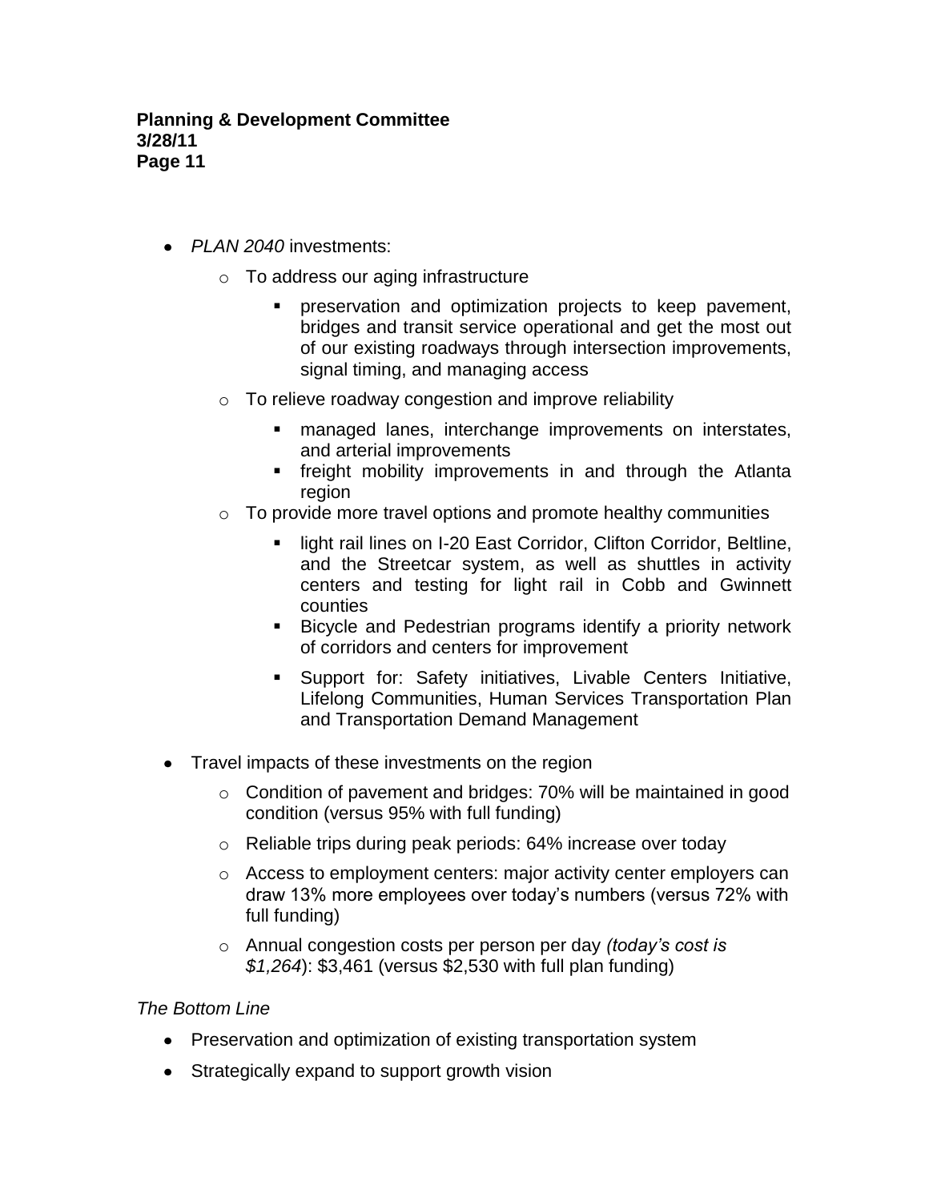- *PLAN 2040* investments:
    - To address our aging infrastructure
        - preservation and optimization projects to keep pavement, bridges and transit service operational and get the most out of our existing roadways through intersection improvements, signal timing, and managing access
    - To relieve roadway congestion and improve reliability
        - managed lanes, interchange improvements on interstates, and arterial improvements
        - freight mobility improvements in and through the Atlanta region
    - To provide more travel options and promote healthy communities
        - light rail lines on I-20 East Corridor, Clifton Corridor, Beltline, and the Streetcar system, as well as shuttles in activity centers and testing for light rail in Cobb and Gwinnett counties
        - Bicycle and Pedestrian programs identify a priority network of corridors and centers for improvement
        - Support for: Safety initiatives, Livable Centers Initiative, Lifelong Communities, Human Services Transportation Plan and Transportation Demand Management
- Travel impacts of these investments on the region
    - Condition of pavement and bridges: 70% will be maintained in good condition (versus 95% with full funding)
    - Reliable trips during peak periods: 64% increase over today
    - Access to employment centers: major activity center employers can draw 13% more employees over today's numbers (versus 72% with full funding)
    - Annual congestion costs per person per day *(today's cost is $1,264)*: $3,461 (versus $2,530 with full plan funding)

*The Bottom Line*

- Preservation and optimization of existing transportation system
- Strategically expand to support growth vision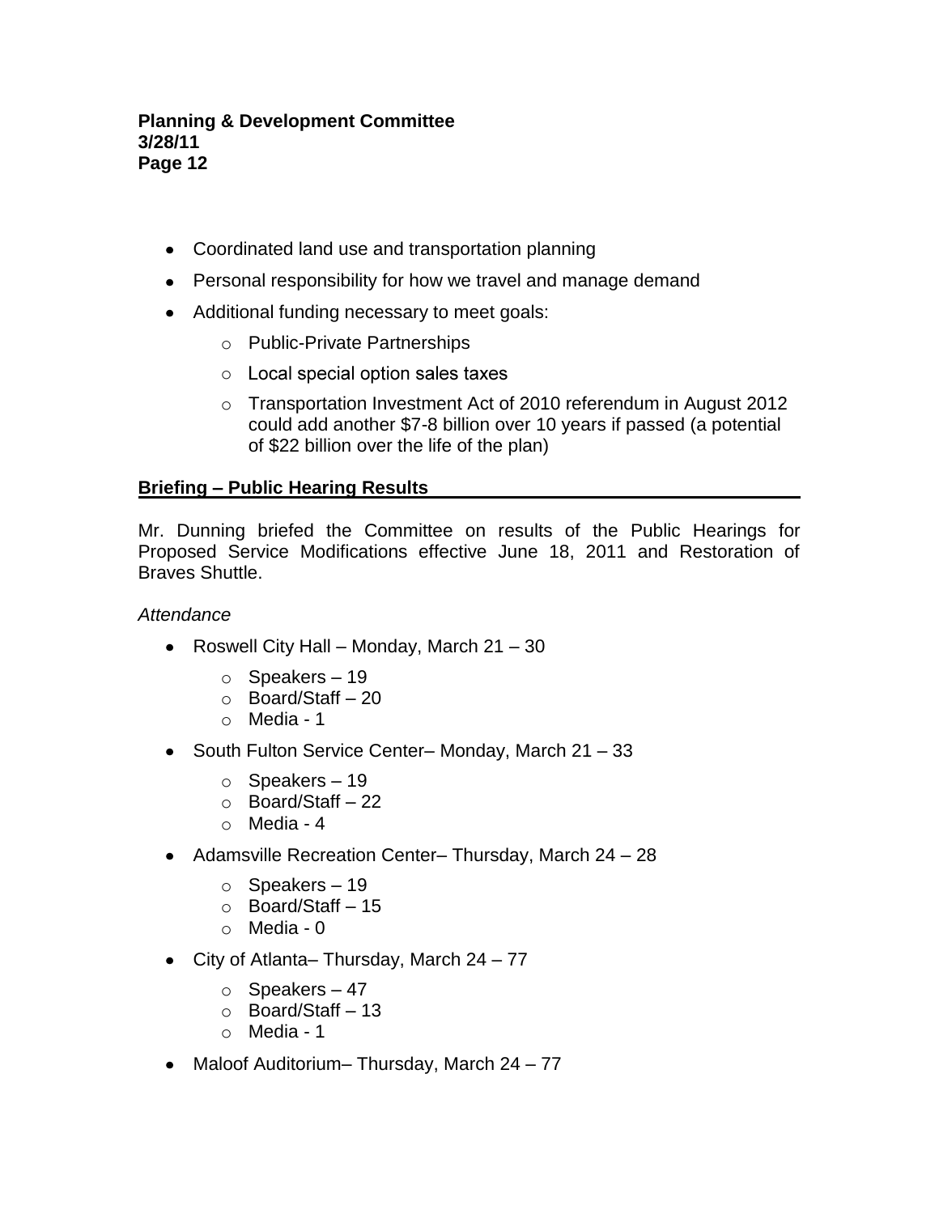- Coordinated land use and transportation planning
- Personal responsibility for how we travel and manage demand
- Additional funding necessary to meet goals:
  - Public-Private Partnerships
  - Local special option sales taxes
  - Transportation Investment Act of 2010 referendum in August 2012 could add another $7-8 billion over 10 years if passed (a potential of $22 billion over the life of the plan)

**Briefing – Public Hearing Results**

Mr. Dunning briefed the Committee on results of the Public Hearings for Proposed Service Modifications effective June 18, 2011 and Restoration of Braves Shuttle.

*Attendance*

- Roswell City Hall – Monday, March 21 – 30
  - Speakers – 19
  - Board/Staff – 20
  - Media - 1
- South Fulton Service Center– Monday, March 21 – 33
  - Speakers – 19
  - Board/Staff – 22
  - Media - 4
- Adamsville Recreation Center– Thursday, March 24 – 28
  - Speakers – 19
  - Board/Staff – 15
  - Media - 0
- City of Atlanta– Thursday, March 24 – 77
  - Speakers – 47
  - Board/Staff – 13
  - Media - 1
- Maloof Auditorium– Thursday, March 24 – 77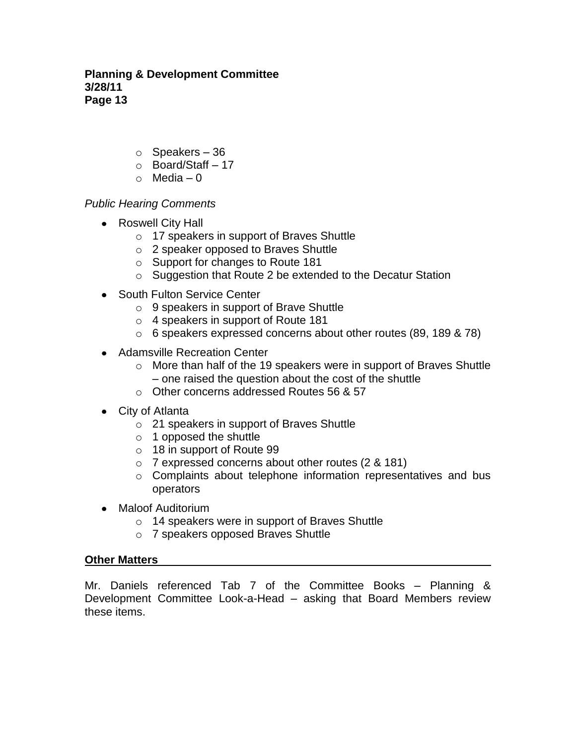- Speakers – 36
- Board/Staff – 17
- Media – 0

*Public Hearing Comments*

- Roswell City Hall
  - 17 speakers in support of Braves Shuttle
  - 2 speaker opposed to Braves Shuttle
  - Support for changes to Route 181
  - Suggestion that Route 2 be extended to the Decatur Station
- South Fulton Service Center
  - 9 speakers in support of Brave Shuttle
  - 4 speakers in support of Route 181
  - 6 speakers expressed concerns about other routes (89, 189 & 78)
- Adamsville Recreation Center
  - More than half of the 19 speakers were in support of Braves Shuttle – one raised the question about the cost of the shuttle
  - Other concerns addressed Routes 56 & 57
- City of Atlanta
  - 21 speakers in support of Braves Shuttle
  - 1 opposed the shuttle
  - 18 in support of Route 99
  - 7 expressed concerns about other routes (2 & 181)
  - Complaints about telephone information representatives and bus operators
- Maloof Auditorium
  - 14 speakers were in support of Braves Shuttle
  - 7 speakers opposed Braves Shuttle

**Other Matters**

Mr. Daniels referenced Tab 7 of the Committee Books – Planning & Development Committee Look-a-Head – asking that Board Members review these items.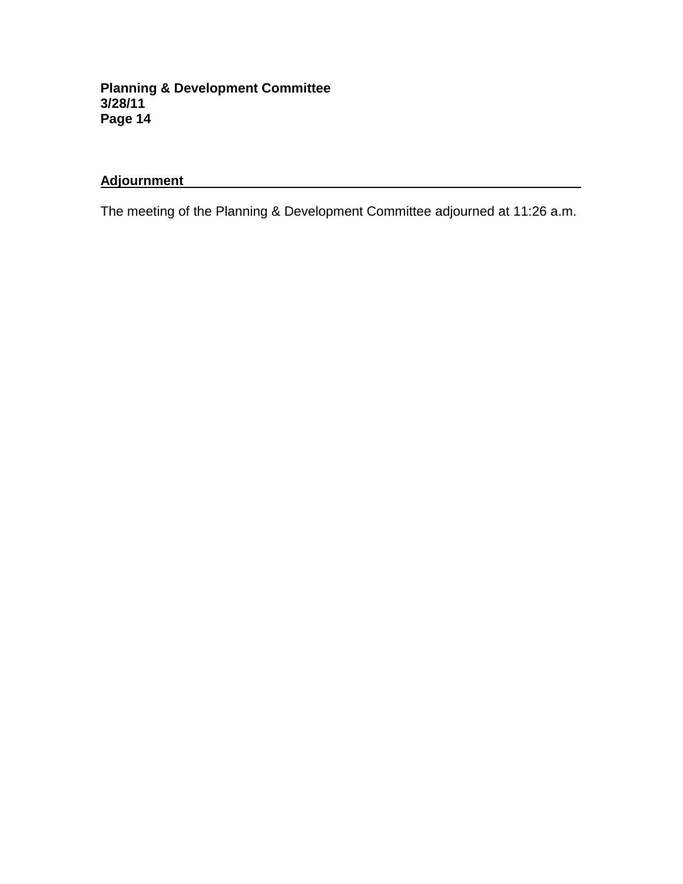## Adjournment

The meeting of the Planning & Development Committee adjourned at 11:26 a.m.